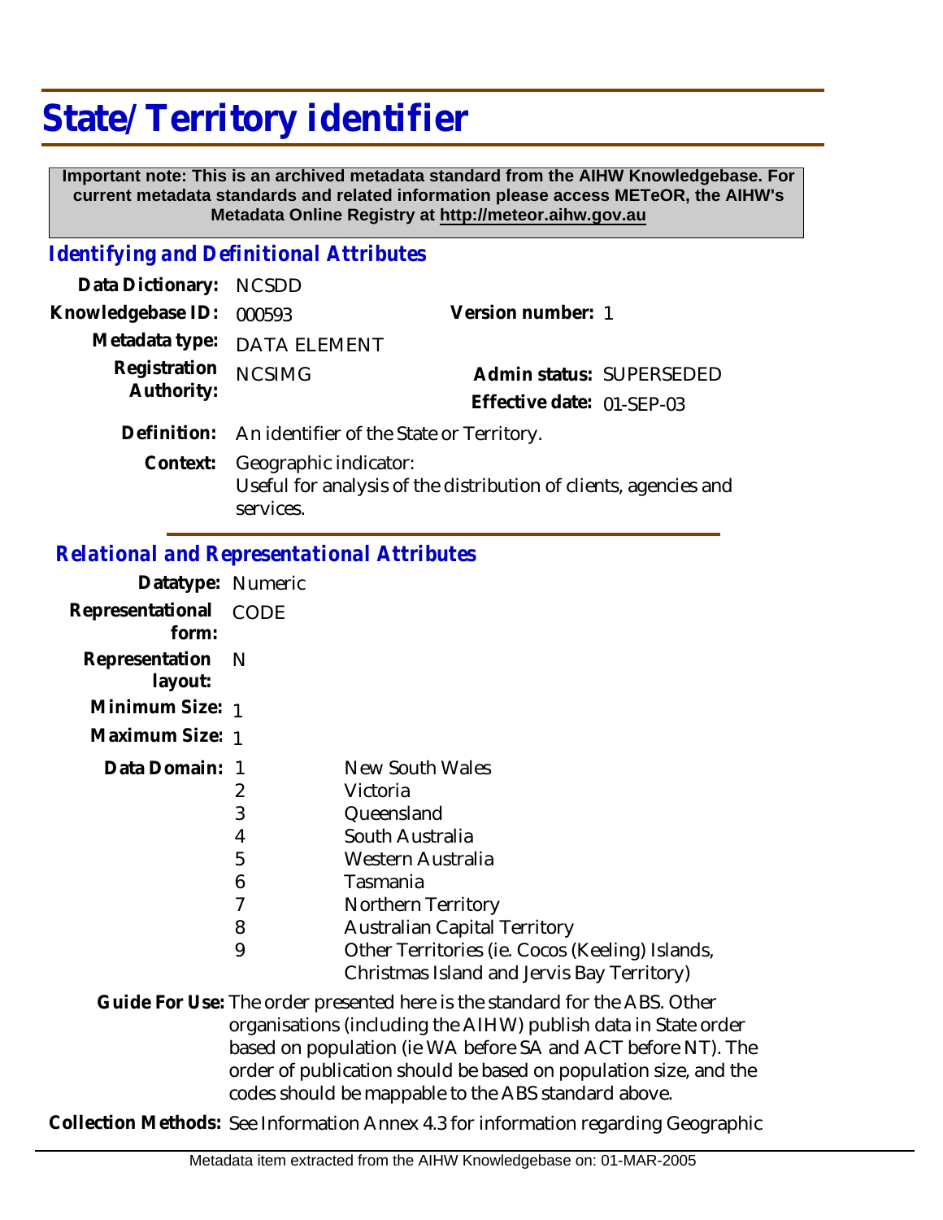# State/Territory identifier

**Important note: This is an archived metadata standard from the AIHW Knowledgebase. For current metadata standards and related information please access METeOR, the AIHW's Metadata Online Registry at http://meteor.aihw.gov.au**

## *Identifying and Definitional Attributes*

**Data Dictionary:** NCSDD

**Knowledgebase ID:** 000593 **Version number:** 1

**Metadata type:** DATA ELEMENT

**Registration Authority:** NCSIMG **Admin status:** SUPERSEDED

**Effective date:** 01-SEP-03

**Definition:** An identifier of the State or Territory.

**Context:** Geographic indicator:
Useful for analysis of the distribution of clients, agencies and services.

## *Relational and Representational Attributes*

**Datatype:** Numeric

**Representational form:** CODE

**Representation layout:** N

**Minimum Size:** 1

**Maximum Size:** 1

**Data Domain:**

| Code | Description |
|---|---|
| 1 | New South Wales |
| 2 | Victoria |
| 3 | Queensland |
| 4 | South Australia |
| 5 | Western Australia |
| 6 | Tasmania |
| 7 | Northern Territory |
| 8 | Australian Capital Territory |
| 9 | Other Territories (ie. Cocos (Keeling) Islands, Christmas Island and Jervis Bay Territory) |

**Guide For Use:** The order presented here is the standard for the ABS. Other organisations (including the AIHW) publish data in State order based on population (ie WA before SA and ACT before NT). The order of publication should be based on population size, and the codes should be mappable to the ABS standard above.

**Collection Methods:** See Information Annex 4.3 for information regarding Geographic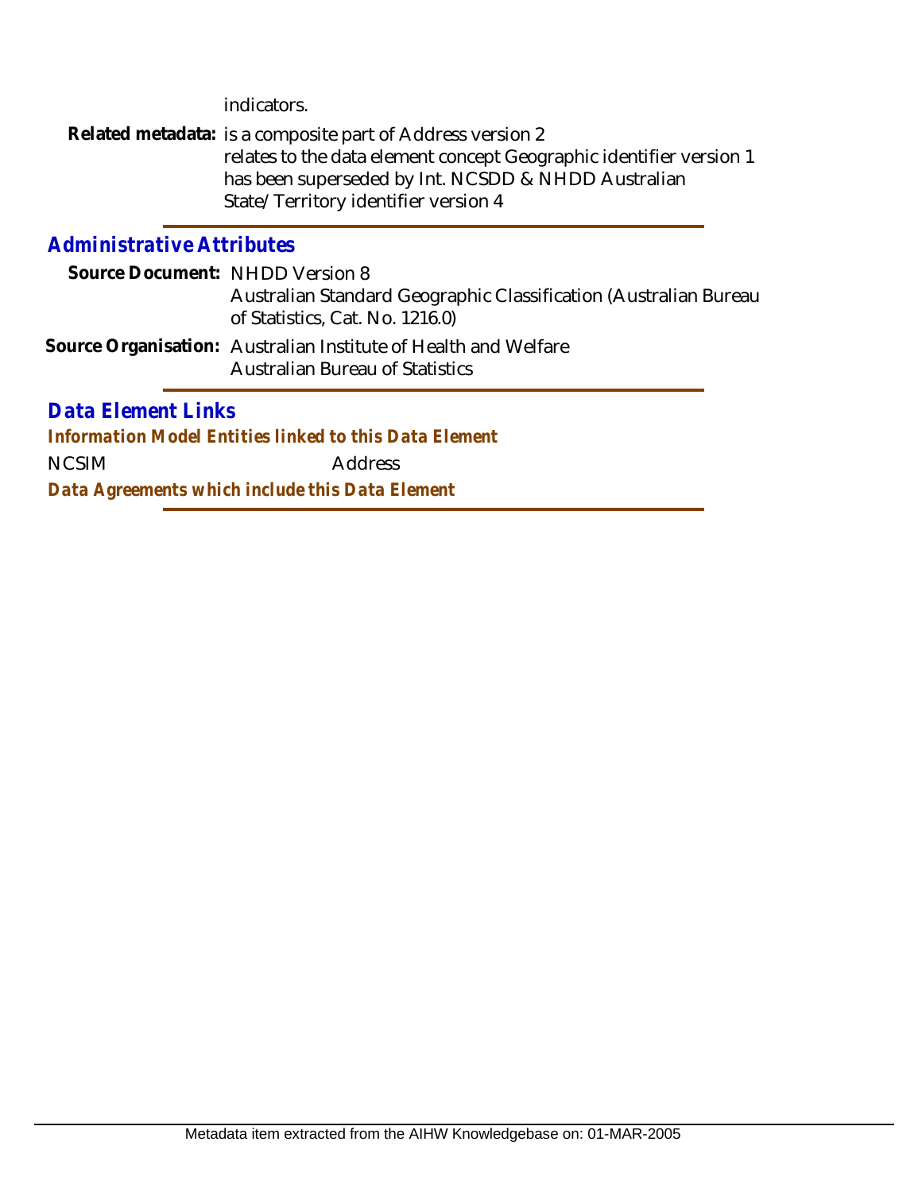indicators.

**Related metadata:** is a composite part of Address version 2
relates to the data element concept Geographic identifier version 1
has been superseded by Int. NCSDD & NHDD Australian State/Territory identifier version 4

## Administrative Attributes

**Source Document:** NHDD Version 8
Australian Standard Geographic Classification (Australian Bureau of Statistics, Cat. No. 1216.0)

**Source Organisation:** Australian Institute of Health and Welfare
Australian Bureau of Statistics

## Data Element Links

### Information Model Entities linked to this Data Element

NCSIM Address

### Data Agreements which include this Data Element

Metadata item extracted from the AIHW Knowledgebase on: 01-MAR-2005